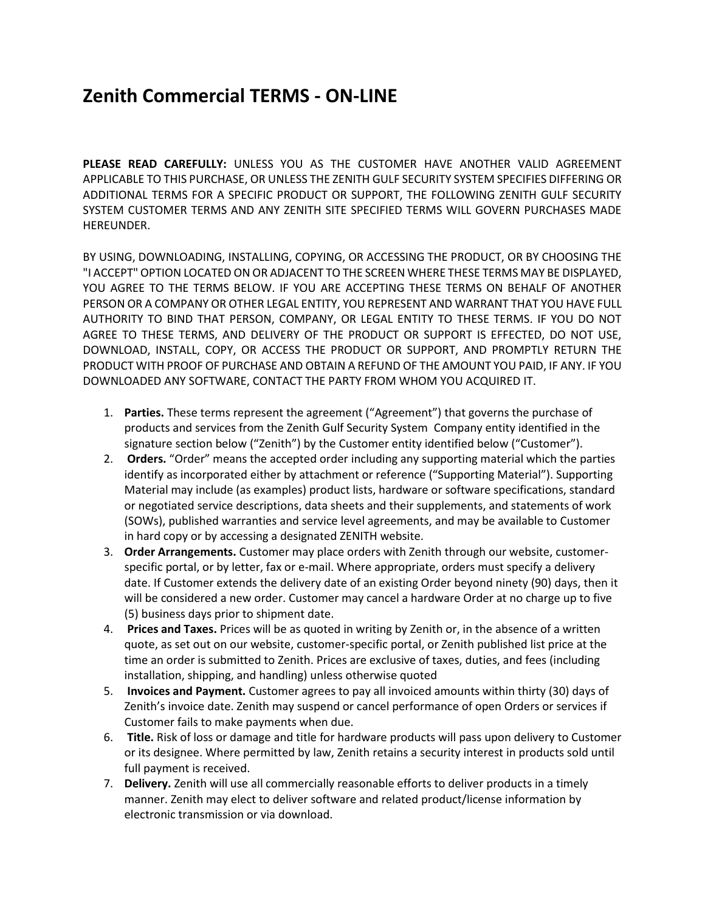# Zenith Commercial TERMS - ON-LINE

**PLEASE READ CAREFULLY:** UNLESS YOU AS THE CUSTOMER HAVE ANOTHER VALID AGREEMENT APPLICABLE TO THIS PURCHASE, OR UNLESS THE ZENITH GULF SECURITY SYSTEM SPECIFIES DIFFERING OR ADDITIONAL TERMS FOR A SPECIFIC PRODUCT OR SUPPORT, THE FOLLOWING ZENITH GULF SECURITY SYSTEM CUSTOMER TERMS AND ANY ZENITH SITE SPECIFIED TERMS WILL GOVERN PURCHASES MADE HEREUNDER.

BY USING, DOWNLOADING, INSTALLING, COPYING, OR ACCESSING THE PRODUCT, OR BY CHOOSING THE "I ACCEPT" OPTION LOCATED ON OR ADJACENT TO THE SCREEN WHERE THESE TERMS MAY BE DISPLAYED, YOU AGREE TO THE TERMS BELOW. IF YOU ARE ACCEPTING THESE TERMS ON BEHALF OF ANOTHER PERSON OR A COMPANY OR OTHER LEGAL ENTITY, YOU REPRESENT AND WARRANT THAT YOU HAVE FULL AUTHORITY TO BIND THAT PERSON, COMPANY, OR LEGAL ENTITY TO THESE TERMS. IF YOU DO NOT AGREE TO THESE TERMS, AND DELIVERY OF THE PRODUCT OR SUPPORT IS EFFECTED, DO NOT USE, DOWNLOAD, INSTALL, COPY, OR ACCESS THE PRODUCT OR SUPPORT, AND PROMPTLY RETURN THE PRODUCT WITH PROOF OF PURCHASE AND OBTAIN A REFUND OF THE AMOUNT YOU PAID, IF ANY. IF YOU DOWNLOADED ANY SOFTWARE, CONTACT THE PARTY FROM WHOM YOU ACQUIRED IT.

1. **Parties.** These terms represent the agreement (“Agreement”) that governs the purchase of products and services from the Zenith Gulf Security System Company entity identified in the signature section below (“Zenith”) by the Customer entity identified below (“Customer”).
2. **Orders.** “Order” means the accepted order including any supporting material which the parties identify as incorporated either by attachment or reference (“Supporting Material”). Supporting Material may include (as examples) product lists, hardware or software specifications, standard or negotiated service descriptions, data sheets and their supplements, and statements of work (SOWs), published warranties and service level agreements, and may be available to Customer in hard copy or by accessing a designated ZENITH website.
3. **Order Arrangements.** Customer may place orders with Zenith through our website, customer-specific portal, or by letter, fax or e-mail. Where appropriate, orders must specify a delivery date. If Customer extends the delivery date of an existing Order beyond ninety (90) days, then it will be considered a new order. Customer may cancel a hardware Order at no charge up to five (5) business days prior to shipment date.
4. **Prices and Taxes.** Prices will be as quoted in writing by Zenith or, in the absence of a written quote, as set out on our website, customer-specific portal, or Zenith published list price at the time an order is submitted to Zenith. Prices are exclusive of taxes, duties, and fees (including installation, shipping, and handling) unless otherwise quoted
5. **Invoices and Payment.** Customer agrees to pay all invoiced amounts within thirty (30) days of Zenith’s invoice date. Zenith may suspend or cancel performance of open Orders or services if Customer fails to make payments when due.
6. **Title.** Risk of loss or damage and title for hardware products will pass upon delivery to Customer or its designee. Where permitted by law, Zenith retains a security interest in products sold until full payment is received.
7. **Delivery.** Zenith will use all commercially reasonable efforts to deliver products in a timely manner. Zenith may elect to deliver software and related product/license information by electronic transmission or via download.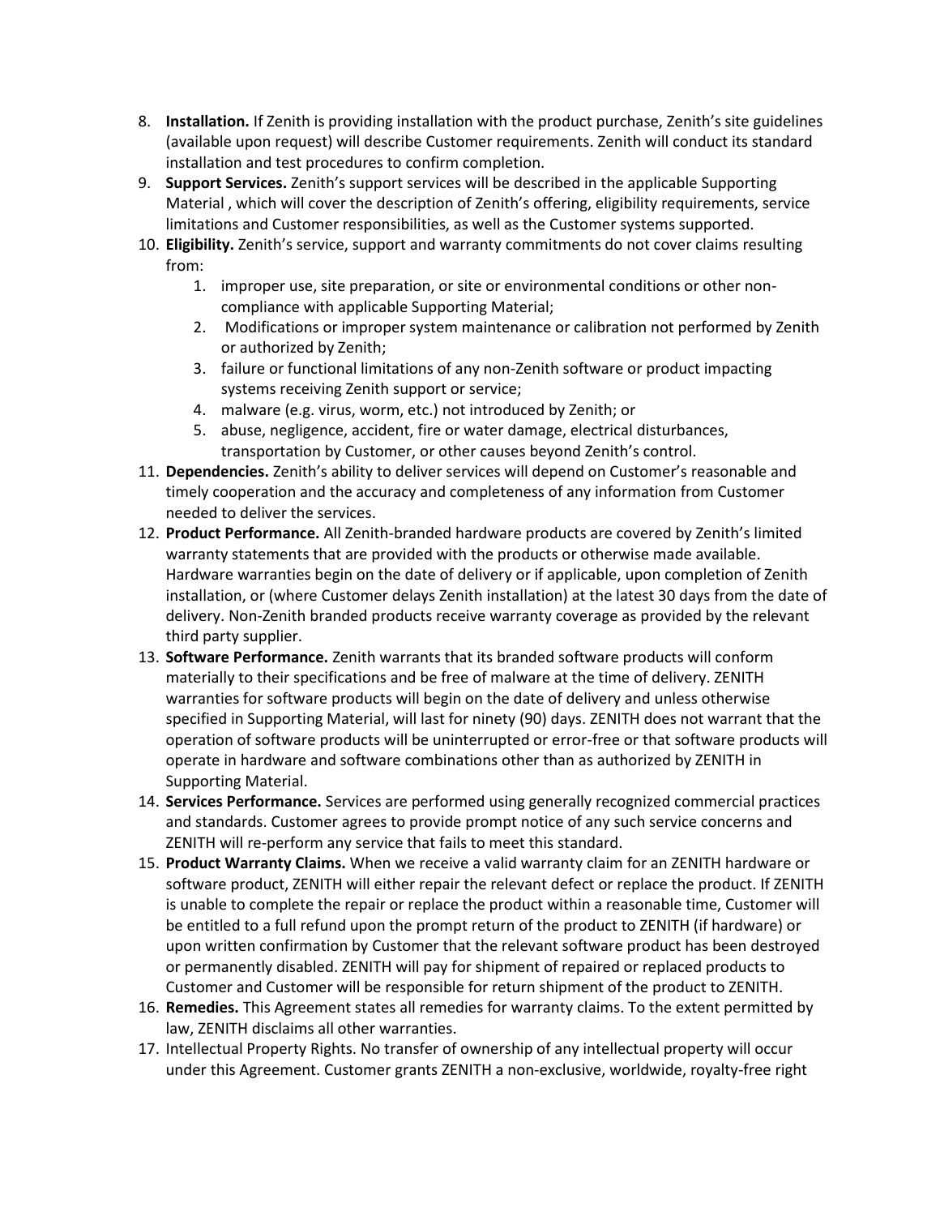8. **Installation.** If Zenith is providing installation with the product purchase, Zenith's site guidelines (available upon request) will describe Customer requirements. Zenith will conduct its standard installation and test procedures to confirm completion.
9. **Support Services.** Zenith's support services will be described in the applicable Supporting Material , which will cover the description of Zenith's offering, eligibility requirements, service limitations and Customer responsibilities, as well as the Customer systems supported.
10. **Eligibility.** Zenith's service, support and warranty commitments do not cover claims resulting from:
    1. improper use, site preparation, or site or environmental conditions or other non-compliance with applicable Supporting Material;
    2. Modifications or improper system maintenance or calibration not performed by Zenith or authorized by Zenith;
    3. failure or functional limitations of any non-Zenith software or product impacting systems receiving Zenith support or service;
    4. malware (e.g. virus, worm, etc.) not introduced by Zenith; or
    5. abuse, negligence, accident, fire or water damage, electrical disturbances, transportation by Customer, or other causes beyond Zenith's control.
11. **Dependencies.** Zenith's ability to deliver services will depend on Customer's reasonable and timely cooperation and the accuracy and completeness of any information from Customer needed to deliver the services.
12. **Product Performance.** All Zenith-branded hardware products are covered by Zenith's limited warranty statements that are provided with the products or otherwise made available. Hardware warranties begin on the date of delivery or if applicable, upon completion of Zenith installation, or (where Customer delays Zenith installation) at the latest 30 days from the date of delivery. Non-Zenith branded products receive warranty coverage as provided by the relevant third party supplier.
13. **Software Performance.** Zenith warrants that its branded software products will conform materially to their specifications and be free of malware at the time of delivery. ZENITH warranties for software products will begin on the date of delivery and unless otherwise specified in Supporting Material, will last for ninety (90) days. ZENITH does not warrant that the operation of software products will be uninterrupted or error-free or that software products will operate in hardware and software combinations other than as authorized by ZENITH in Supporting Material.
14. **Services Performance.** Services are performed using generally recognized commercial practices and standards. Customer agrees to provide prompt notice of any such service concerns and ZENITH will re-perform any service that fails to meet this standard.
15. **Product Warranty Claims.** When we receive a valid warranty claim for an ZENITH hardware or software product, ZENITH will either repair the relevant defect or replace the product. If ZENITH is unable to complete the repair or replace the product within a reasonable time, Customer will be entitled to a full refund upon the prompt return of the product to ZENITH (if hardware) or upon written confirmation by Customer that the relevant software product has been destroyed or permanently disabled. ZENITH will pay for shipment of repaired or replaced products to Customer and Customer will be responsible for return shipment of the product to ZENITH.
16. **Remedies.** This Agreement states all remedies for warranty claims. To the extent permitted by law, ZENITH disclaims all other warranties.
17. Intellectual Property Rights. No transfer of ownership of any intellectual property will occur under this Agreement. Customer grants ZENITH a non-exclusive, worldwide, royalty-free right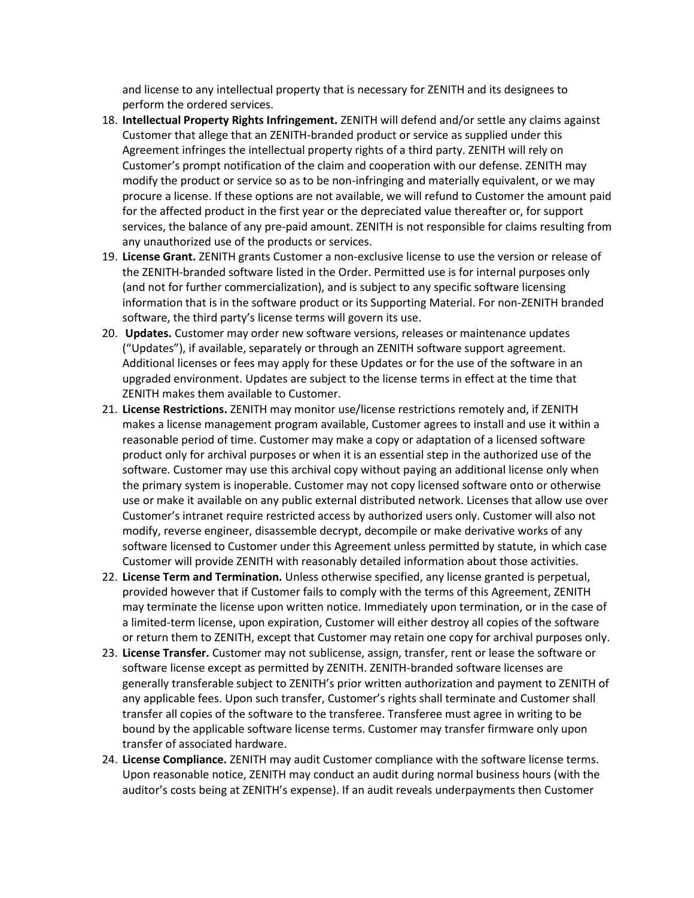and license to any intellectual property that is necessary for ZENITH and its designees to perform the ordered services.

18. **Intellectual Property Rights Infringement.** ZENITH will defend and/or settle any claims against Customer that allege that an ZENITH-branded product or service as supplied under this Agreement infringes the intellectual property rights of a third party. ZENITH will rely on Customer's prompt notification of the claim and cooperation with our defense. ZENITH may modify the product or service so as to be non-infringing and materially equivalent, or we may procure a license. If these options are not available, we will refund to Customer the amount paid for the affected product in the first year or the depreciated value thereafter or, for support services, the balance of any pre-paid amount. ZENITH is not responsible for claims resulting from any unauthorized use of the products or services.
19. **License Grant.** ZENITH grants Customer a non-exclusive license to use the version or release of the ZENITH-branded software listed in the Order. Permitted use is for internal purposes only (and not for further commercialization), and is subject to any specific software licensing information that is in the software product or its Supporting Material. For non-ZENITH branded software, the third party's license terms will govern its use.
20. **Updates.** Customer may order new software versions, releases or maintenance updates ("Updates"), if available, separately or through an ZENITH software support agreement. Additional licenses or fees may apply for these Updates or for the use of the software in an upgraded environment. Updates are subject to the license terms in effect at the time that ZENITH makes them available to Customer.
21. **License Restrictions.** ZENITH may monitor use/license restrictions remotely and, if ZENITH makes a license management program available, Customer agrees to install and use it within a reasonable period of time. Customer may make a copy or adaptation of a licensed software product only for archival purposes or when it is an essential step in the authorized use of the software. Customer may use this archival copy without paying an additional license only when the primary system is inoperable. Customer may not copy licensed software onto or otherwise use or make it available on any public external distributed network. Licenses that allow use over Customer's intranet require restricted access by authorized users only. Customer will also not modify, reverse engineer, disassemble decrypt, decompile or make derivative works of any software licensed to Customer under this Agreement unless permitted by statute, in which case Customer will provide ZENITH with reasonably detailed information about those activities.
22. **License Term and Termination.** Unless otherwise specified, any license granted is perpetual, provided however that if Customer fails to comply with the terms of this Agreement, ZENITH may terminate the license upon written notice. Immediately upon termination, or in the case of a limited-term license, upon expiration, Customer will either destroy all copies of the software or return them to ZENITH, except that Customer may retain one copy for archival purposes only.
23. **License Transfer.** Customer may not sublicense, assign, transfer, rent or lease the software or software license except as permitted by ZENITH. ZENITH-branded software licenses are generally transferable subject to ZENITH's prior written authorization and payment to ZENITH of any applicable fees. Upon such transfer, Customer's rights shall terminate and Customer shall transfer all copies of the software to the transferee. Transferee must agree in writing to be bound by the applicable software license terms. Customer may transfer firmware only upon transfer of associated hardware.
24. **License Compliance.** ZENITH may audit Customer compliance with the software license terms. Upon reasonable notice, ZENITH may conduct an audit during normal business hours (with the auditor's costs being at ZENITH's expense). If an audit reveals underpayments then Customer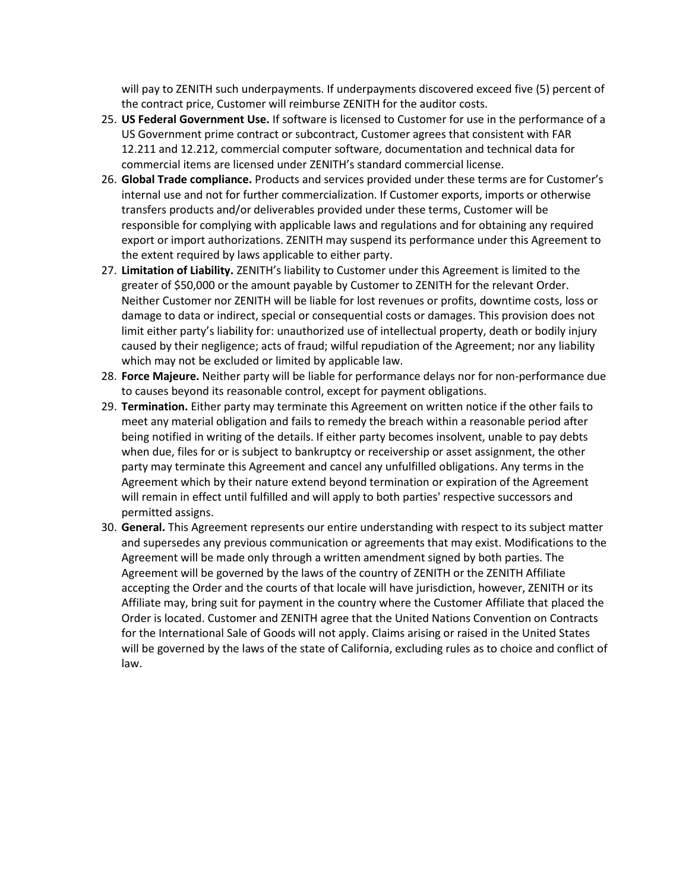will pay to ZENITH such underpayments. If underpayments discovered exceed five (5) percent of the contract price, Customer will reimburse ZENITH for the auditor costs.

25. **US Federal Government Use.** If software is licensed to Customer for use in the performance of a US Government prime contract or subcontract, Customer agrees that consistent with FAR 12.211 and 12.212, commercial computer software, documentation and technical data for commercial items are licensed under ZENITH's standard commercial license.
26. **Global Trade compliance.** Products and services provided under these terms are for Customer's internal use and not for further commercialization. If Customer exports, imports or otherwise transfers products and/or deliverables provided under these terms, Customer will be responsible for complying with applicable laws and regulations and for obtaining any required export or import authorizations. ZENITH may suspend its performance under this Agreement to the extent required by laws applicable to either party.
27. **Limitation of Liability.** ZENITH's liability to Customer under this Agreement is limited to the greater of $50,000 or the amount payable by Customer to ZENITH for the relevant Order. Neither Customer nor ZENITH will be liable for lost revenues or profits, downtime costs, loss or damage to data or indirect, special or consequential costs or damages. This provision does not limit either party's liability for: unauthorized use of intellectual property, death or bodily injury caused by their negligence; acts of fraud; wilful repudiation of the Agreement; nor any liability which may not be excluded or limited by applicable law.
28. **Force Majeure.** Neither party will be liable for performance delays nor for non-performance due to causes beyond its reasonable control, except for payment obligations.
29. **Termination.** Either party may terminate this Agreement on written notice if the other fails to meet any material obligation and fails to remedy the breach within a reasonable period after being notified in writing of the details. If either party becomes insolvent, unable to pay debts when due, files for or is subject to bankruptcy or receivership or asset assignment, the other party may terminate this Agreement and cancel any unfulfilled obligations. Any terms in the Agreement which by their nature extend beyond termination or expiration of the Agreement will remain in effect until fulfilled and will apply to both parties' respective successors and permitted assigns.
30. **General.** This Agreement represents our entire understanding with respect to its subject matter and supersedes any previous communication or agreements that may exist. Modifications to the Agreement will be made only through a written amendment signed by both parties. The Agreement will be governed by the laws of the country of ZENITH or the ZENITH Affiliate accepting the Order and the courts of that locale will have jurisdiction, however, ZENITH or its Affiliate may, bring suit for payment in the country where the Customer Affiliate that placed the Order is located. Customer and ZENITH agree that the United Nations Convention on Contracts for the International Sale of Goods will not apply. Claims arising or raised in the United States will be governed by the laws of the state of California, excluding rules as to choice and conflict of law.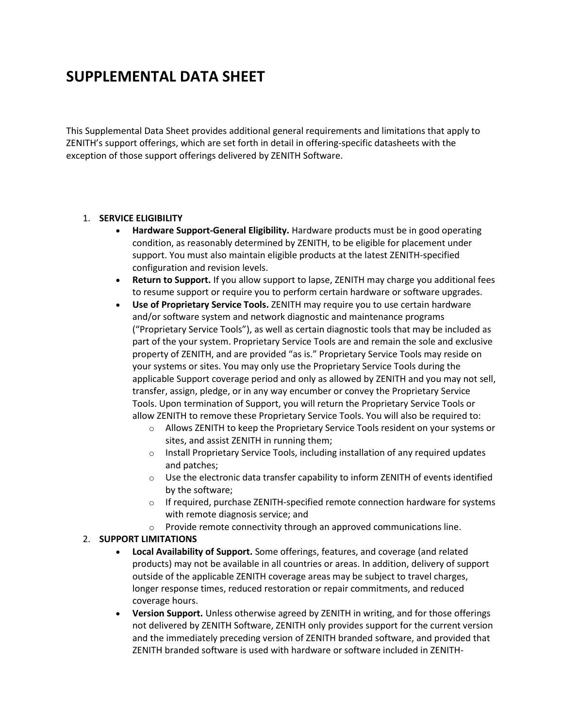# SUPPLEMENTAL DATA SHEET

This Supplemental Data Sheet provides additional general requirements and limitations that apply to ZENITH's support offerings, which are set forth in detail in offering-specific datasheets with the exception of those support offerings delivered by ZENITH Software.

1. **SERVICE ELIGIBILITY**
   - **Hardware Support-General Eligibility.** Hardware products must be in good operating condition, as reasonably determined by ZENITH, to be eligible for placement under support. You must also maintain eligible products at the latest ZENITH-specified configuration and revision levels.
   - **Return to Support.** If you allow support to lapse, ZENITH may charge you additional fees to resume support or require you to perform certain hardware or software upgrades.
   - **Use of Proprietary Service Tools.** ZENITH may require you to use certain hardware and/or software system and network diagnostic and maintenance programs ("Proprietary Service Tools"), as well as certain diagnostic tools that may be included as part of the your system. Proprietary Service Tools are and remain the sole and exclusive property of ZENITH, and are provided "as is." Proprietary Service Tools may reside on your systems or sites. You may only use the Proprietary Service Tools during the applicable Support coverage period and only as allowed by ZENITH and you may not sell, transfer, assign, pledge, or in any way encumber or convey the Proprietary Service Tools. Upon termination of Support, you will return the Proprietary Service Tools or allow ZENITH to remove these Proprietary Service Tools. You will also be required to:
     - Allows ZENITH to keep the Proprietary Service Tools resident on your systems or sites, and assist ZENITH in running them;
     - Install Proprietary Service Tools, including installation of any required updates and patches;
     - Use the electronic data transfer capability to inform ZENITH of events identified by the software;
     - If required, purchase ZENITH-specified remote connection hardware for systems with remote diagnosis service; and
     - Provide remote connectivity through an approved communications line.
2. **SUPPORT LIMITATIONS**
   - **Local Availability of Support.** Some offerings, features, and coverage (and related products) may not be available in all countries or areas. In addition, delivery of support outside of the applicable ZENITH coverage areas may be subject to travel charges, longer response times, reduced restoration or repair commitments, and reduced coverage hours.
   - **Version Support.** Unless otherwise agreed by ZENITH in writing, and for those offerings not delivered by ZENITH Software, ZENITH only provides support for the current version and the immediately preceding version of ZENITH branded software, and provided that ZENITH branded software is used with hardware or software included in ZENITH-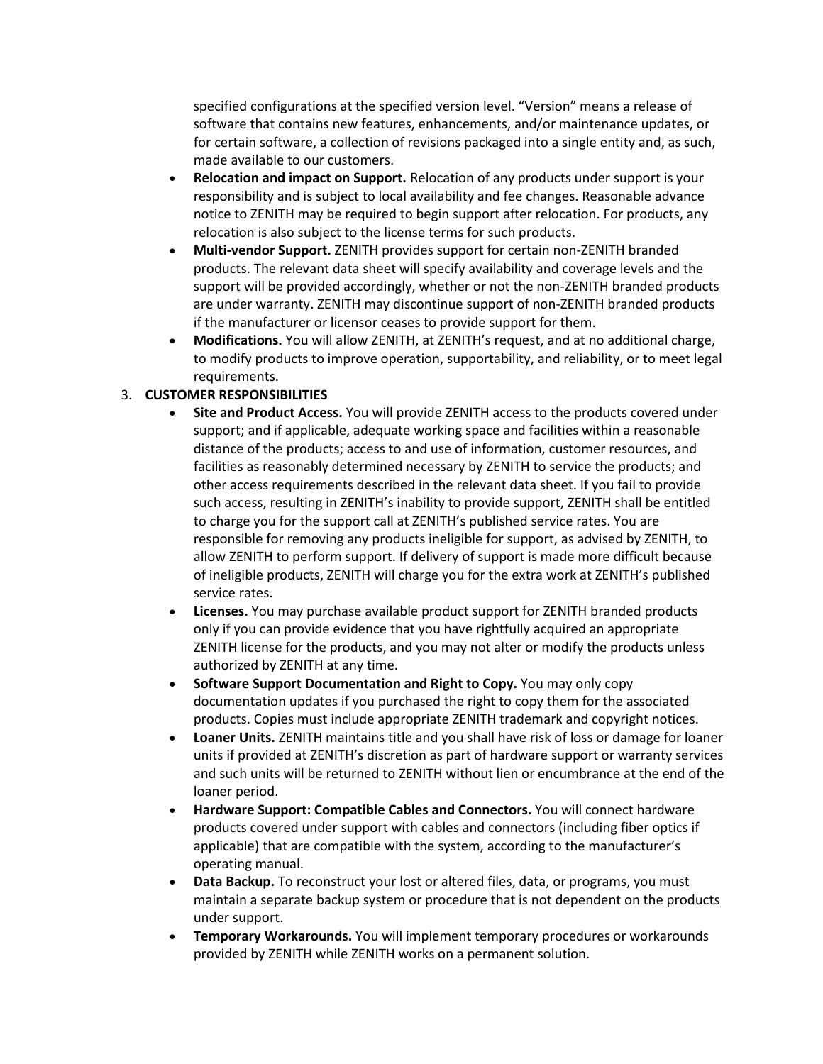specified configurations at the specified version level. “Version” means a release of software that contains new features, enhancements, and/or maintenance updates, or for certain software, a collection of revisions packaged into a single entity and, as such, made available to our customers.

- **Relocation and impact on Support.** Relocation of any products under support is your responsibility and is subject to local availability and fee changes. Reasonable advance notice to ZENITH may be required to begin support after relocation. For products, any relocation is also subject to the license terms for such products.
- **Multi-vendor Support.** ZENITH provides support for certain non-ZENITH branded products. The relevant data sheet will specify availability and coverage levels and the support will be provided accordingly, whether or not the non-ZENITH branded products are under warranty. ZENITH may discontinue support of non-ZENITH branded products if the manufacturer or licensor ceases to provide support for them.
- **Modifications.** You will allow ZENITH, at ZENITH’s request, and at no additional charge, to modify products to improve operation, supportability, and reliability, or to meet legal requirements.

3. **CUSTOMER RESPONSIBILITIES**
    - **Site and Product Access.** You will provide ZENITH access to the products covered under support; and if applicable, adequate working space and facilities within a reasonable distance of the products; access to and use of information, customer resources, and facilities as reasonably determined necessary by ZENITH to service the products; and other access requirements described in the relevant data sheet. If you fail to provide such access, resulting in ZENITH’s inability to provide support, ZENITH shall be entitled to charge you for the support call at ZENITH’s published service rates. You are responsible for removing any products ineligible for support, as advised by ZENITH, to allow ZENITH to perform support. If delivery of support is made more difficult because of ineligible products, ZENITH will charge you for the extra work at ZENITH’s published service rates.
    - **Licenses.** You may purchase available product support for ZENITH branded products only if you can provide evidence that you have rightfully acquired an appropriate ZENITH license for the products, and you may not alter or modify the products unless authorized by ZENITH at any time.
    - **Software Support Documentation and Right to Copy.** You may only copy documentation updates if you purchased the right to copy them for the associated products. Copies must include appropriate ZENITH trademark and copyright notices.
    - **Loaner Units.** ZENITH maintains title and you shall have risk of loss or damage for loaner units if provided at ZENITH’s discretion as part of hardware support or warranty services and such units will be returned to ZENITH without lien or encumbrance at the end of the loaner period.
    - **Hardware Support: Compatible Cables and Connectors.** You will connect hardware products covered under support with cables and connectors (including fiber optics if applicable) that are compatible with the system, according to the manufacturer’s operating manual.
    - **Data Backup.** To reconstruct your lost or altered files, data, or programs, you must maintain a separate backup system or procedure that is not dependent on the products under support.
    - **Temporary Workarounds.** You will implement temporary procedures or workarounds provided by ZENITH while ZENITH works on a permanent solution.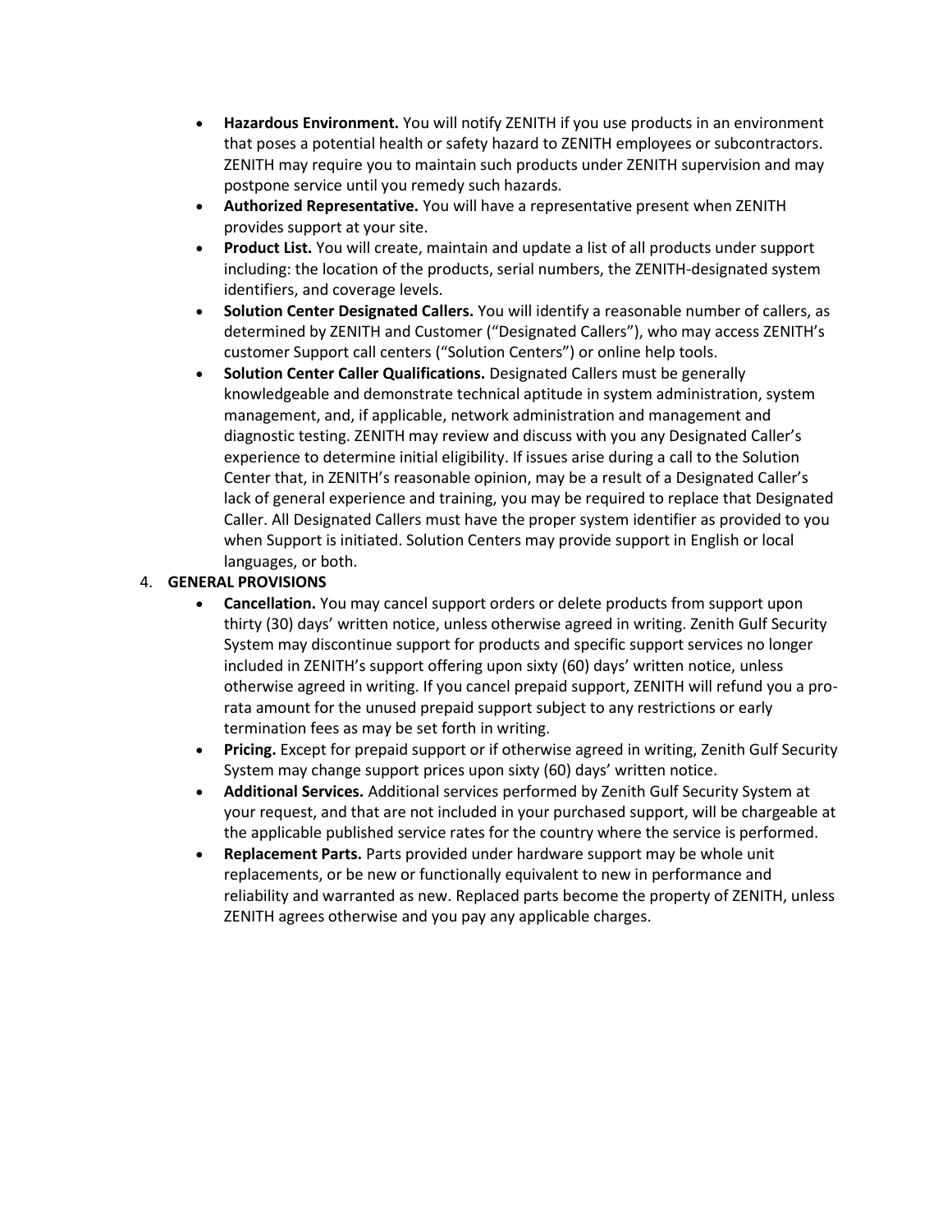- **Hazardous Environment.** You will notify ZENITH if you use products in an environment that poses a potential health or safety hazard to ZENITH employees or subcontractors. ZENITH may require you to maintain such products under ZENITH supervision and may postpone service until you remedy such hazards.
- **Authorized Representative.** You will have a representative present when ZENITH provides support at your site.
- **Product List.** You will create, maintain and update a list of all products under support including: the location of the products, serial numbers, the ZENITH-designated system identifiers, and coverage levels.
- **Solution Center Designated Callers.** You will identify a reasonable number of callers, as determined by ZENITH and Customer ("Designated Callers"), who may access ZENITH's customer Support call centers ("Solution Centers") or online help tools.
- **Solution Center Caller Qualifications.** Designated Callers must be generally knowledgeable and demonstrate technical aptitude in system administration, system management, and, if applicable, network administration and management and diagnostic testing. ZENITH may review and discuss with you any Designated Caller's experience to determine initial eligibility. If issues arise during a call to the Solution Center that, in ZENITH's reasonable opinion, may be a result of a Designated Caller's lack of general experience and training, you may be required to replace that Designated Caller. All Designated Callers must have the proper system identifier as provided to you when Support is initiated. Solution Centers may provide support in English or local languages, or both.

4. **GENERAL PROVISIONS**
    - **Cancellation.** You may cancel support orders or delete products from support upon thirty (30) days' written notice, unless otherwise agreed in writing. Zenith Gulf Security System may discontinue support for products and specific support services no longer included in ZENITH's support offering upon sixty (60) days' written notice, unless otherwise agreed in writing. If you cancel prepaid support, ZENITH will refund you a pro-rata amount for the unused prepaid support subject to any restrictions or early termination fees as may be set forth in writing.
    - **Pricing.** Except for prepaid support or if otherwise agreed in writing, Zenith Gulf Security System may change support prices upon sixty (60) days' written notice.
    - **Additional Services.** Additional services performed by Zenith Gulf Security System at your request, and that are not included in your purchased support, will be chargeable at the applicable published service rates for the country where the service is performed.
    - **Replacement Parts.** Parts provided under hardware support may be whole unit replacements, or be new or functionally equivalent to new in performance and reliability and warranted as new. Replaced parts become the property of ZENITH, unless ZENITH agrees otherwise and you pay any applicable charges.